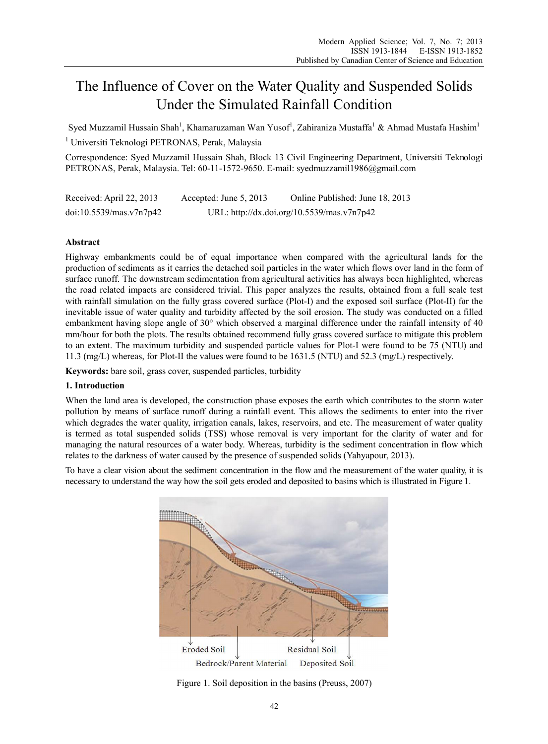# The Influence of Cover on the Water Quality and Suspended Solids Under the Simulated Rainfall Condition

Syed Muzzamil Hussain Shah[1], Khamaruzaman Wan Yusof[1], Zahiraniza Mustaffa[1] & Ahmad Mustafa Hashim[1]

[1] Universiti Teknologi PETRONAS, Perak, Malaysia

Correspondence: Syed Muzzamil Hussain Shah, Block 13 Civil Engineering Department, Universiti Teknologi PETRONAS, Perak, Malaysia. Tel: 60-11-1572-9650. E-mail: syedmuzzamil1986@gmail.com

Received: April 22, 2013 Accepted: June 5, 2013 Online Published: June 18, 2013

doi:10.5539/mas.v7n7p42 URL: http://dx.doi.org/10.5539/mas.v7n7p42

**Abstract**

Highway embankments could be of equal importance when compared with the agricultural lands for the production of sediments as it carries the detached soil particles in the water which flows over land in the form of surface runoff. The downstream sedimentation from agricultural activities has always been highlighted, whereas the road related impacts are considered trivial. This paper analyzes the results, obtained from a full scale test with rainfall simulation on the fully grass covered surface (Plot-I) and the exposed soil surface (Plot-II) for the inevitable issue of water quality and turbidity affected by the soil erosion. The study was conducted on a filled embankment having slope angle of 30° which observed a marginal difference under the rainfall intensity of 40 mm/hour for both the plots. The results obtained recommend fully grass covered surface to mitigate this problem to an extent. The maximum turbidity and suspended particle values for Plot-I were found to be 75 (NTU) and 11.3 (mg/L) whereas, for Plot-II the values were found to be 1631.5 (NTU) and 52.3 (mg/L) respectively.

**Keywords:** bare soil, grass cover, suspended particles, turbidity

## 1. Introduction

When the land area is developed, the construction phase exposes the earth which contributes to the storm water pollution by means of surface runoff during a rainfall event. This allows the sediments to enter into the river which degrades the water quality, irrigation canals, lakes, reservoirs, and etc. The measurement of water quality is termed as total suspended solids (TSS) whose removal is very important for the clarity of water and for managing the natural resources of a water body. Whereas, turbidity is the sediment concentration in flow which relates to the darkness of water caused by the presence of suspended solids (Yahyapour, 2013).

To have a clear vision about the sediment concentration in the flow and the measurement of the water quality, it is necessary to understand the way how the soil gets eroded and deposited to basins which is illustrated in Figure 1.

Eroded Soil, Bedrock/Parent Material, Residual Soil, Deposited Soil

Figure 1. Soil deposition in the basins (Preuss, 2007)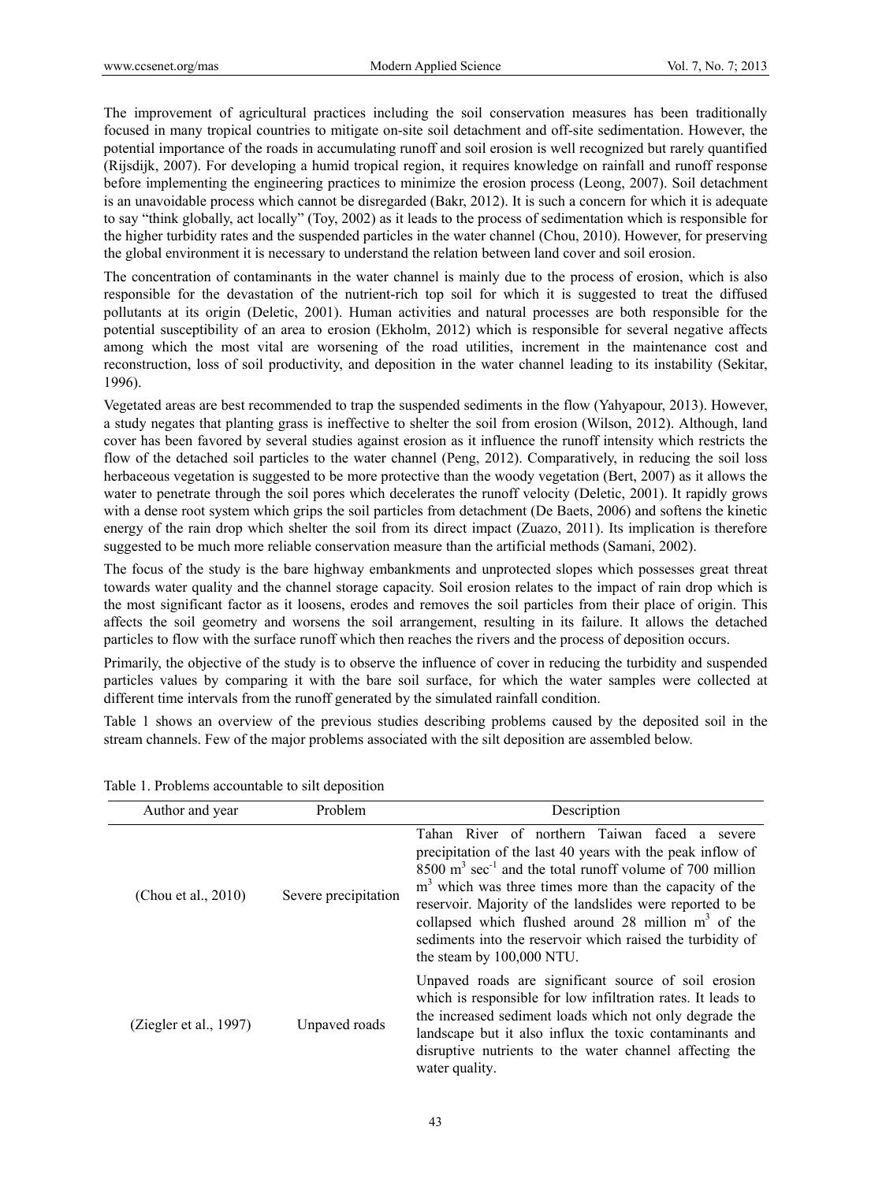The improvement of agricultural practices including the soil conservation measures has been traditionally focused in many tropical countries to mitigate on-site soil detachment and off-site sedimentation. However, the potential importance of the roads in accumulating runoff and soil erosion is well recognized but rarely quantified (Rijsdijk, 2007). For developing a humid tropical region, it requires knowledge on rainfall and runoff response before implementing the engineering practices to minimize the erosion process (Leong, 2007). Soil detachment is an unavoidable process which cannot be disregarded (Bakr, 2012). It is such a concern for which it is adequate to say "think globally, act locally" (Toy, 2002) as it leads to the process of sedimentation which is responsible for the higher turbidity rates and the suspended particles in the water channel (Chou, 2010). However, for preserving the global environment it is necessary to understand the relation between land cover and soil erosion.

The concentration of contaminants in the water channel is mainly due to the process of erosion, which is also responsible for the devastation of the nutrient-rich top soil for which it is suggested to treat the diffused pollutants at its origin (Deletic, 2001). Human activities and natural processes are both responsible for the potential susceptibility of an area to erosion (Ekholm, 2012) which is responsible for several negative affects among which the most vital are worsening of the road utilities, increment in the maintenance cost and reconstruction, loss of soil productivity, and deposition in the water channel leading to its instability (Sekitar, 1996).

Vegetated areas are best recommended to trap the suspended sediments in the flow (Yahyapour, 2013). However, a study negates that planting grass is ineffective to shelter the soil from erosion (Wilson, 2012). Although, land cover has been favored by several studies against erosion as it influence the runoff intensity which restricts the flow of the detached soil particles to the water channel (Peng, 2012). Comparatively, in reducing the soil loss herbaceous vegetation is suggested to be more protective than the woody vegetation (Bert, 2007) as it allows the water to penetrate through the soil pores which decelerates the runoff velocity (Deletic, 2001). It rapidly grows with a dense root system which grips the soil particles from detachment (De Baets, 2006) and softens the kinetic energy of the rain drop which shelter the soil from its direct impact (Zuazo, 2011). Its implication is therefore suggested to be much more reliable conservation measure than the artificial methods (Samani, 2002).

The focus of the study is the bare highway embankments and unprotected slopes which possesses great threat towards water quality and the channel storage capacity. Soil erosion relates to the impact of rain drop which is the most significant factor as it loosens, erodes and removes the soil particles from their place of origin. This affects the soil geometry and worsens the soil arrangement, resulting in its failure. It allows the detached particles to flow with the surface runoff which then reaches the rivers and the process of deposition occurs.

Primarily, the objective of the study is to observe the influence of cover in reducing the turbidity and suspended particles values by comparing it with the bare soil surface, for which the water samples were collected at different time intervals from the runoff generated by the simulated rainfall condition.

Table 1 shows an overview of the previous studies describing problems caused by the deposited soil in the stream channels. Few of the major problems associated with the silt deposition are assembled below.

Table 1. Problems accountable to silt deposition

| Author and year | Problem | Description |
|---|---|---|
| (Chou et al., 2010) | Severe precipitation | Tahan River of northern Taiwan faced a severe precipitation of the last 40 years with the peak inflow of 8500 $m^3$ $sec^{-1}$ and the total runoff volume of 700 million $m^3$ which was three times more than the capacity of the reservoir. Majority of the landslides were reported to be collapsed which flushed around 28 million $m^3$ of the sediments into the reservoir which raised the turbidity of the steam by 100,000 NTU. |
| (Ziegler et al., 1997) | Unpaved roads | Unpaved roads are significant source of soil erosion which is responsible for low infiltration rates. It leads to the increased sediment loads which not only degrade the landscape but it also influx the toxic contaminants and disruptive nutrients to the water channel affecting the water quality. |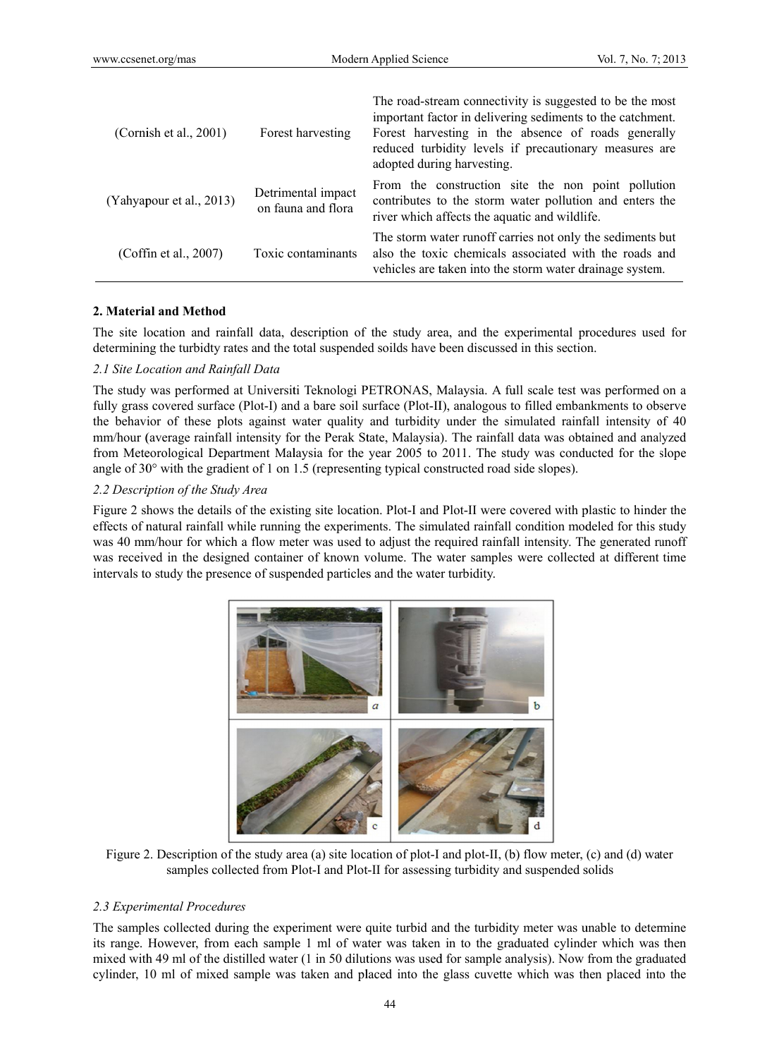| (Cornish et al., 2001) | Forest harvesting | The road-stream connectivity is suggested to be the most important factor in delivering sediments to the catchment. Forest harvesting in the absence of roads generally reduced turbidity levels if precautionary measures are adopted during harvesting. |
|---|---|---|
| (Yahyapour et al., 2013) | Detrimental impact on fauna and flora | From the construction site the non point pollution contributes to the storm water pollution and enters the river which affects the aquatic and wildlife. |
| (Coffin et al., 2007) | Toxic contaminants | The storm water runoff carries not only the sediments but also the toxic chemicals associated with the roads and vehicles are taken into the storm water drainage system. |

## 2. Material and Method

The site location and rainfall data, description of the study area, and the experimental procedures used for determining the turbidty rates and the total suspended soilds have been discussed in this section.

### *2.1 Site Location and Rainfall Data*

The study was performed at Universiti Teknologi PETRONAS, Malaysia. A full scale test was performed on a fully grass covered surface (Plot-I) and a bare soil surface (Plot-II), analogous to filled embankments to observe the behavior of these plots against water quality and turbidity under the simulated rainfall intensity of 40 mm/hour (average rainfall intensity for the Perak State, Malaysia). The rainfall data was obtained and analyzed from Meteorological Department Malaysia for the year 2005 to 2011. The study was conducted for the slope angle of 30° with the gradient of 1 on 1.5 (representing typical constructed road side slopes).

### *2.2 Description of the Study Area*

Figure 2 shows the details of the existing site location. Plot-I and Plot-II were covered with plastic to hinder the effects of natural rainfall while running the experiments. The simulated rainfall condition modeled for this study was 40 mm/hour for which a flow meter was used to adjust the required rainfall intensity. The generated runoff was received in the designed container of known volume. The water samples were collected at different time intervals to study the presence of suspended particles and the water turbidity.

Figure 2. Description of the study area (a) site location of plot-I and plot-II, (b) flow meter, (c) and (d) water samples collected from Plot-I and Plot-II for assessing turbidity and suspended solids

### *2.3 Experimental Procedures*

The samples collected during the experiment were quite turbid and the turbidity meter was unable to determine its range. However, from each sample 1 ml of water was taken in to the graduated cylinder which was then mixed with 49 ml of the distilled water (1 in 50 dilutions was used for sample analysis). Now from the graduated cylinder, 10 ml of mixed sample was taken and placed into the glass cuvette which was then placed into the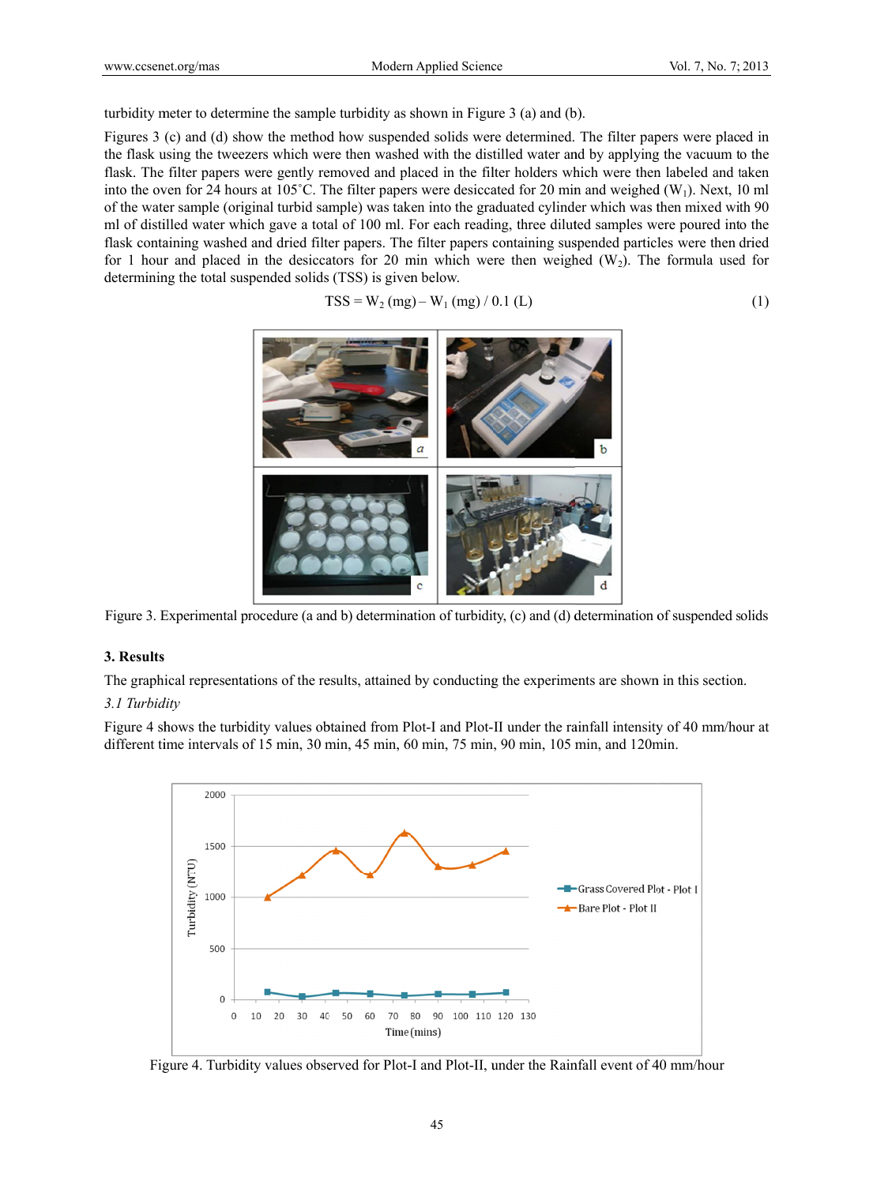turbidity meter to determine the sample turbidity as shown in Figure 3 (a) and (b).

Figures 3 (c) and (d) show the method how suspended solids were determined. The filter papers were placed in the flask using the tweezers which were then washed with the distilled water and by applying the vacuum to the flask. The filter papers were gently removed and placed in the filter holders which were then labeled and taken into the oven for 24 hours at 105˚C. The filter papers were desiccated for 20 min and weighed ($W_1$). Next, 10 ml of the water sample (original turbid sample) was taken into the graduated cylinder which was then mixed with 90 ml of distilled water which gave a total of 100 ml. For each reading, three diluted samples were poured into the flask containing washed and dried filter papers. The filter papers containing suspended particles were then dried for 1 hour and placed in the desiccators for 20 min which were then weighed ($W_2$). The formula used for determining the total suspended solids (TSS) is given below.

$$TSS = W_2\ (mg) - W_1\ (mg) / 0.1\ (L) \tag{1}$$

Figure 3. Experimental procedure (a and b) determination of turbidity, (c) and (d) determination of suspended solids

## 3. Results

The graphical representations of the results, attained by conducting the experiments are shown in this section.

### *3.1 Turbidity*

Figure 4 shows the turbidity values obtained from Plot-I and Plot-II under the rainfall intensity of 40 mm/hour at different time intervals of 15 min, 30 min, 45 min, 60 min, 75 min, 90 min, 105 min, and 120min.

Figure 4. Turbidity values observed for Plot-I and Plot-II, under the Rainfall event of 40 mm/hour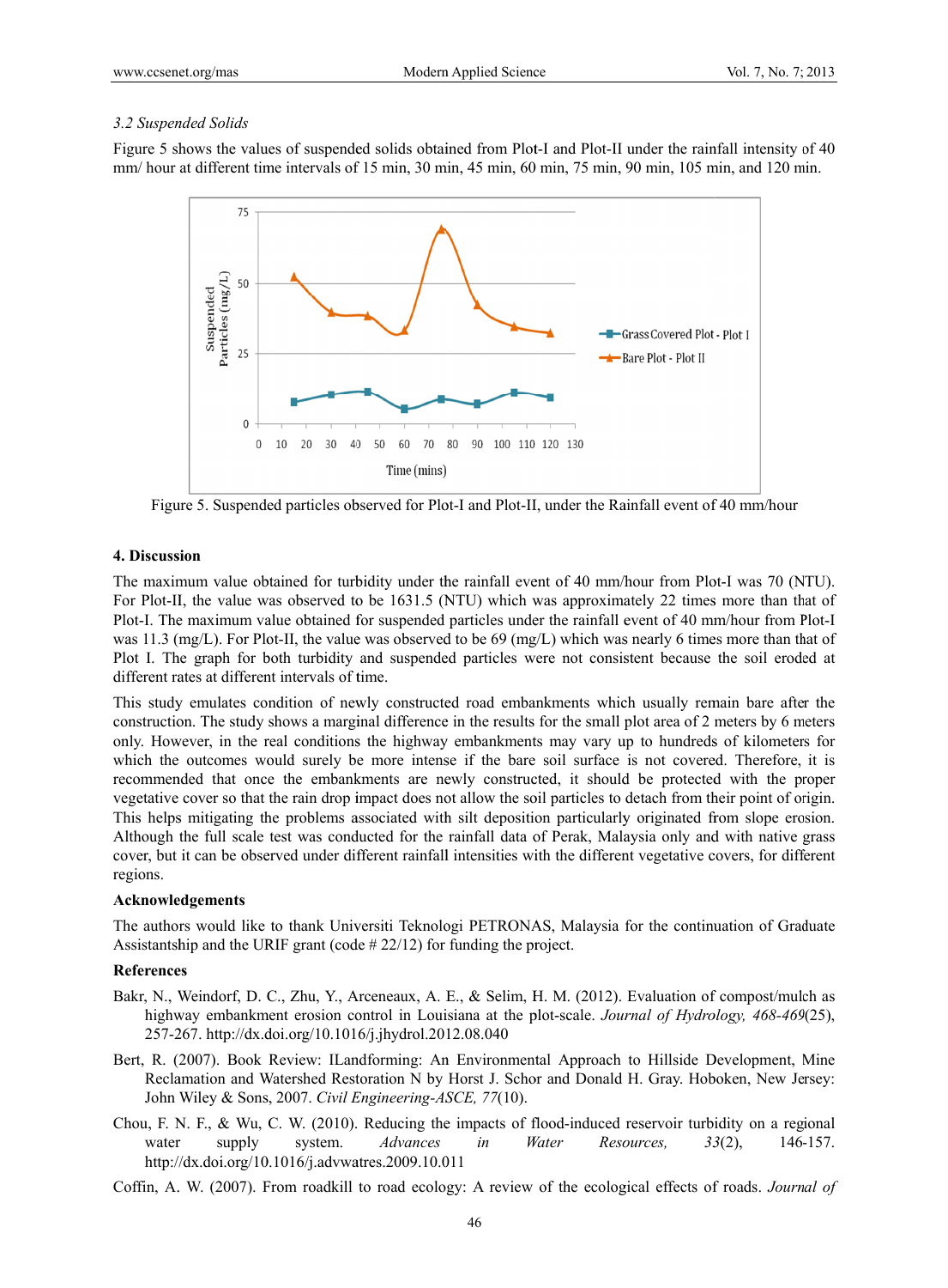### 3.2 Suspended Solids

Figure 5 shows the values of suspended solids obtained from Plot-I and Plot-II under the rainfall intensity of 40 mm/ hour at different time intervals of 15 min, 30 min, 45 min, 60 min, 75 min, 90 min, 105 min, and 120 min.

Figure 5. Suspended particles observed for Plot-I and Plot-II, under the Rainfall event of 40 mm/hour

## 4. Discussion

The maximum value obtained for turbidity under the rainfall event of 40 mm/hour from Plot-I was 70 (NTU). For Plot-II, the value was observed to be 1631.5 (NTU) which was approximately 22 times more than that of Plot-I. The maximum value obtained for suspended particles under the rainfall event of 40 mm/hour from Plot-I was 11.3 (mg/L). For Plot-II, the value was observed to be 69 (mg/L) which was nearly 6 times more than that of Plot I. The graph for both turbidity and suspended particles were not consistent because the soil eroded at different rates at different intervals of time.

This study emulates condition of newly constructed road embankments which usually remain bare after the construction. The study shows a marginal difference in the results for the small plot area of 2 meters by 6 meters only. However, in the real conditions the highway embankments may vary up to hundreds of kilometers for which the outcomes would surely be more intense if the bare soil surface is not covered. Therefore, it is recommended that once the embankments are newly constructed, it should be protected with the proper vegetative cover so that the rain drop impact does not allow the soil particles to detach from their point of origin. This helps mitigating the problems associated with silt deposition particularly originated from slope erosion. Although the full scale test was conducted for the rainfall data of Perak, Malaysia only and with native grass cover, but it can be observed under different rainfall intensities with the different vegetative covers, for different regions.

### Acknowledgements

The authors would like to thank Universiti Teknologi PETRONAS, Malaysia for the continuation of Graduate Assistantship and the URIF grant (code # 22/12) for funding the project.

### References

Bakr, N., Weindorf, D. C., Zhu, Y., Arceneaux, A. E., & Selim, H. M. (2012). Evaluation of compost/mulch as highway embankment erosion control in Louisiana at the plot-scale. *Journal of Hydrology, 468-469*(25), 257-267. http://dx.doi.org/10.1016/j.jhydrol.2012.08.040

Bert, R. (2007). Book Review: ILandforming: An Environmental Approach to Hillside Development, Mine Reclamation and Watershed Restoration N by Horst J. Schor and Donald H. Gray. Hoboken, New Jersey: John Wiley & Sons, 2007. *Civil Engineering-ASCE, 77*(10).

Chou, F. N. F., & Wu, C. W. (2010). Reducing the impacts of flood-induced reservoir turbidity on a regional water supply system. *Advances in Water Resources, 33*(2), 146-157. http://dx.doi.org/10.1016/j.advwatres.2009.10.011

Coffin, A. W. (2007). From roadkill to road ecology: A review of the ecological effects of roads. *Journal of*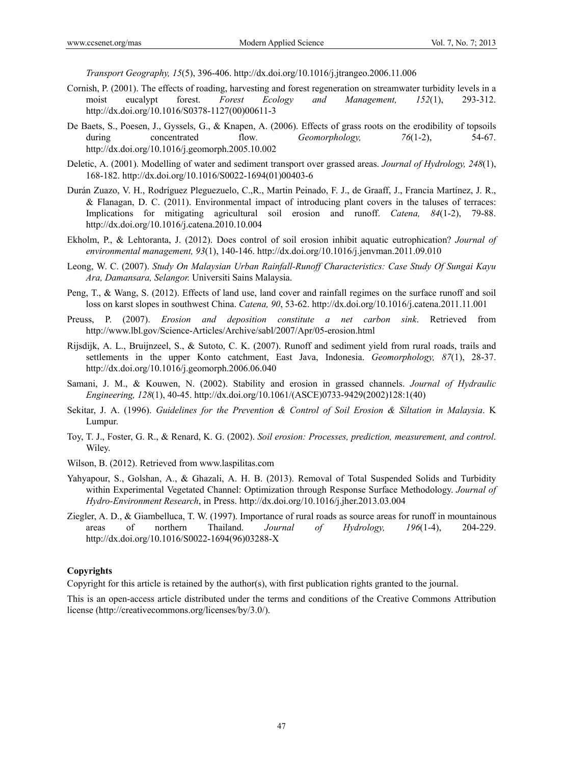*Transport Geography, 15*(5), 396-406. http://dx.doi.org/10.1016/j.jtrangeo.2006.11.006

Cornish, P. (2001). The effects of roading, harvesting and forest regeneration on streamwater turbidity levels in a moist eucalypt forest. *Forest Ecology and Management, 152*(1), 293-312. http://dx.doi.org/10.1016/S0378-1127(00)00611-3

De Baets, S., Poesen, J., Gyssels, G., & Knapen, A. (2006). Effects of grass roots on the erodibility of topsoils during concentrated flow. *Geomorphology, 76*(1-2), 54-67. http://dx.doi.org/10.1016/j.geomorph.2005.10.002

Deletic, A. (2001). Modelling of water and sediment transport over grassed areas. *Journal of Hydrology, 248*(1), 168-182. http://dx.doi.org/10.1016/S0022-1694(01)00403-6

Durán Zuazo, V. H., Rodríguez Pleguezuelo, C.,R., Martin Peinado, F. J., de Graaff, J., Francia Martínez, J. R., & Flanagan, D. C. (2011). Environmental impact of introducing plant covers in the taluses of terraces: Implications for mitigating agricultural soil erosion and runoff. *Catena, 84*(1-2), 79-88. http://dx.doi.org/10.1016/j.catena.2010.10.004

Ekholm, P., & Lehtoranta, J. (2012). Does control of soil erosion inhibit aquatic eutrophication? *Journal of environmental management, 93*(1), 140-146. http://dx.doi.org/10.1016/j.jenvman.2011.09.010

Leong, W. C. (2007). *Study On Malaysian Urban Rainfall-Runoff Characteristics: Case Study Of Sungai Kayu Ara, Damansara, Selangor.* Universiti Sains Malaysia.

Peng, T., & Wang, S. (2012). Effects of land use, land cover and rainfall regimes on the surface runoff and soil loss on karst slopes in southwest China. *Catena, 90*, 53-62. http://dx.doi.org/10.1016/j.catena.2011.11.001

Preuss, P. (2007). *Erosion and deposition constitute a net carbon sink*. Retrieved from http://www.lbl.gov/Science-Articles/Archive/sabl/2007/Apr/05-erosion.html

Rijsdijk, A. L., Bruijnzeel, S., & Sutoto, C. K. (2007). Runoff and sediment yield from rural roads, trails and settlements in the upper Konto catchment, East Java, Indonesia. *Geomorphology, 87*(1), 28-37. http://dx.doi.org/10.1016/j.geomorph.2006.06.040

Samani, J. M., & Kouwen, N. (2002). Stability and erosion in grassed channels. *Journal of Hydraulic Engineering, 128*(1), 40-45. http://dx.doi.org/10.1061/(ASCE)0733-9429(2002)128:1(40)

Sekitar, J. A. (1996). *Guidelines for the Prevention & Control of Soil Erosion & Siltation in Malaysia*. K Lumpur.

Toy, T. J., Foster, G. R., & Renard, K. G. (2002). *Soil erosion: Processes, prediction, measurement, and control*. Wiley.

Wilson, B. (2012). Retrieved from www.laspilitas.com

Yahyapour, S., Golshan, A., & Ghazali, A. H. B. (2013). Removal of Total Suspended Solids and Turbidity within Experimental Vegetated Channel: Optimization through Response Surface Methodology. *Journal of Hydro-Environment Research*, in Press. http://dx.doi.org/10.1016/j.jher.2013.03.004

Ziegler, A. D., & Giambelluca, T. W. (1997). Importance of rural roads as source areas for runoff in mountainous areas of northern Thailand. *Journal of Hydrology, 196*(1-4), 204-229. http://dx.doi.org/10.1016/S0022-1694(96)03288-X

**Copyrights**

Copyright for this article is retained by the author(s), with first publication rights granted to the journal.

This is an open-access article distributed under the terms and conditions of the Creative Commons Attribution license (http://creativecommons.org/licenses/by/3.0/).